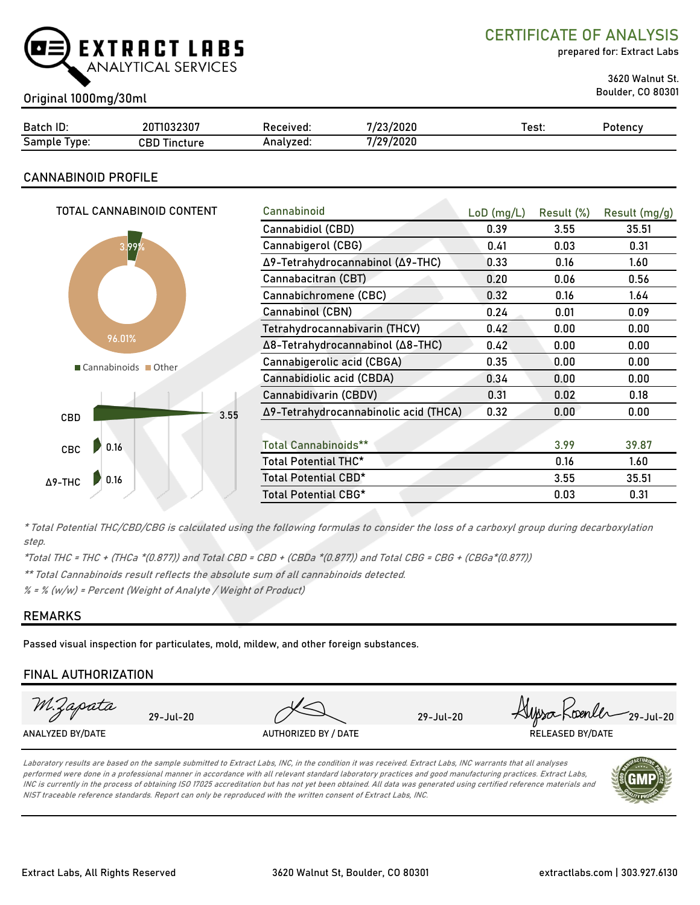# EXTRACT LABS ANALYTICAL SERVICES

## CERTIFICATE OF ANALYSIS

prepared for: Extract Labs

3620 Walnut St.
Boulder, CO 80301

Original 1000mg/30ml

| Batch ID: | 20T1032307 | Received: | 7/23/2020 | Test: | Potency |
|---|---|---|---|---|---|
| Sample Type: | CBD Tincture | Analyzed: | 7/29/2020 | | |

## CANNABINOID PROFILE

TOTAL CANNABINOID CONTENT

3.99%

96.01%

Cannabinoids  Other

| | |
|---|---|
| CBD | 3.55 |
| CBC | 0.16 |
| Δ9-THC | 0.16 |

| Cannabinoid | LoD (mg/L) | Result (%) | Result (mg/g) |
|---|---|---|---|
| Cannabidiol (CBD) | 0.39 | 3.55 | 35.51 |
| Cannabigerol (CBG) | 0.41 | 0.03 | 0.31 |
| Δ9-Tetrahydrocannabinol (Δ9-THC) | 0.33 | 0.16 | 1.60 |
| Cannabacitran (CBT) | 0.20 | 0.06 | 0.56 |
| Cannabichromene (CBC) | 0.32 | 0.16 | 1.64 |
| Cannabinol (CBN) | 0.24 | 0.01 | 0.09 |
| Tetrahydrocannabivarin (THCV) | 0.42 | 0.00 | 0.00 |
| Δ8-Tetrahydrocannabinol (Δ8-THC) | 0.42 | 0.00 | 0.00 |
| Cannabigerolic acid (CBGA) | 0.35 | 0.00 | 0.00 |
| Cannabidiolic acid (CBDA) | 0.34 | 0.00 | 0.00 |
| Cannabidivarin (CBDV) | 0.31 | 0.02 | 0.18 |
| Δ9-Tetrahydrocannabinolic acid (THCA) | 0.32 | 0.00 | 0.00 |
| | | | |
| Total Cannabinoids** | | 3.99 | 39.87 |
| Total Potential THC* | | 0.16 | 1.60 |
| Total Potential CBD* | | 3.55 | 35.51 |
| Total Potential CBG* | | 0.03 | 0.31 |

*\* Total Potential THC/CBD/CBG is calculated using the following formulas to consider the loss of a carboxyl group during decarboxylation step.*

*\*Total THC = THC + (THCa \*(0.877)) and Total CBD = CBD + (CBDa \*(0.877)) and Total CBG = CBG + (CBGa\*(0.877))*

*\*\* Total Cannabinoids result reflects the absolute sum of all cannabinoids detected.*

*% = % (w/w) = Percent (Weight of Analyte / Weight of Product)*

## REMARKS

Passed visual inspection for particulates, mold, mildew, and other foreign substances.

## FINAL AUTHORIZATION

| M.Zapata 29-Jul-20 | 29-Jul-20 | Alyssa Roenler 29-Jul-20 |
|---|---|---|
| ANALYZED BY/DATE | AUTHORIZED BY / DATE | RELEASED BY/DATE |

*Laboratory results are based on the sample submitted to Extract Labs, INC, in the condition it was received. Extract Labs, INC warrants that all analyses performed were done in a professional manner in accordance with all relevant standard laboratory practices and good manufacturing practices. Extract Labs, INC is currently in the process of obtaining ISO 17025 accreditation but has not yet been obtained. All data was generated using certified reference materials and NIST traceable reference standards. Report can only be reproduced with the written consent of Extract Labs, INC.*

Extract Labs, All Rights Reserved | 3620 Walnut St, Boulder, CO 80301 | extractlabs.com | 303.927.6130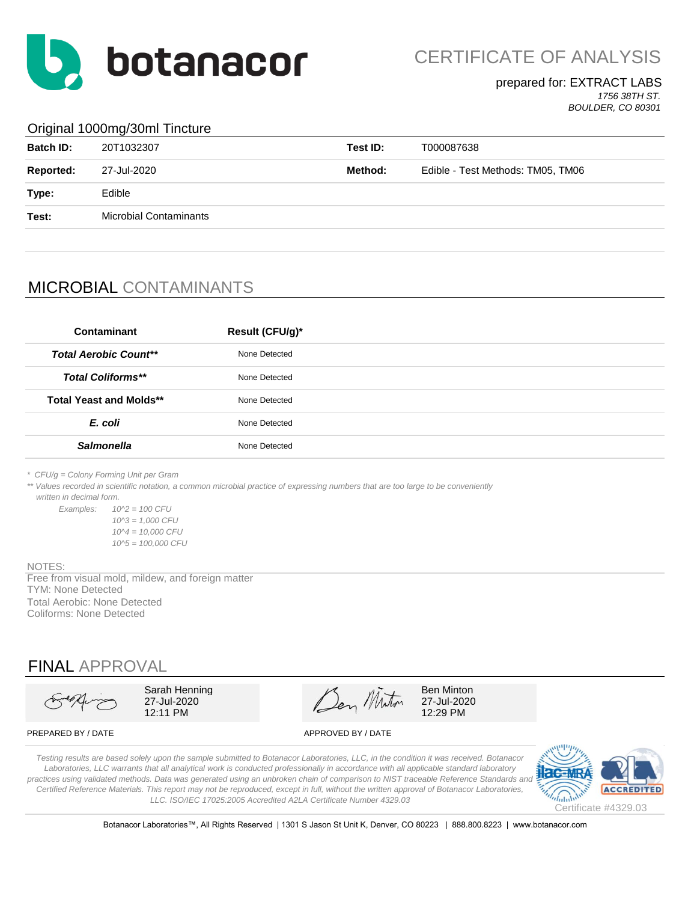# botanacor

## CERTIFICATE OF ANALYSIS

prepared for: EXTRACT LABS
*1756 38TH ST.*
*BOULDER, CO 80301*

### Original 1000mg/30ml Tincture

| | | | |
|---|---|---|---|
| **Batch ID:** | 20T1032307 | **Test ID:** | T000087638 |
| **Reported:** | 27-Jul-2020 | **Method:** | Edible - Test Methods: TM05, TM06 |
| **Type:** | Edible | | |
| **Test:** | Microbial Contaminants | | |

## MICROBIAL CONTAMINANTS

| Contaminant | Result (CFU/g)* |
|---|---|
| ***Total Aerobic Count**** | None Detected |
| ***Total Coliforms**** | None Detected |
| **Total Yeast and Molds**** | None Detected |
| ***E. coli*** | None Detected |
| ***Salmonella*** | None Detected |

*\* CFU/g = Colony Forming Unit per Gram*

*\*\* Values recorded in scientific notation, a common microbial practice of expressing numbers that are too large to be conveniently written in decimal form.*

*Examples:*
*10^2 = 100 CFU*
*10^3 = 1,000 CFU*
*10^4 = 10,000 CFU*
*10^5 = 100,000 CFU*

NOTES:
Free from visual mold, mildew, and foreign matter
TYM: None Detected
Total Aerobic: None Detected
Coliforms: None Detected

## FINAL APPROVAL

| PREPARED BY / DATE | APPROVED BY / DATE |
|---|---|
| Sarah Henning<br>27-Jul-2020<br>12:11 PM | Ben Minton<br>27-Jul-2020<br>12:29 PM |

*Testing results are based solely upon the sample submitted to Botanacor Laboratories, LLC, in the condition it was received. Botanacor Laboratories, LLC warrants that all analytical work is conducted professionally in accordance with all applicable standard laboratory practices using validated methods. Data was generated using an unbroken chain of comparison to NIST traceable Reference Standards and Certified Reference Materials. This report may not be reproduced, except in full, without the written approval of Botanacor Laboratories, LLC. ISO/IEC 17025:2005 Accredited A2LA Certificate Number 4329.03*

Certificate #4329.03

Botanacor Laboratories™, All Rights Reserved | 1301 S Jason St Unit K, Denver, CO 80223 | 888.800.8223 | www.botanacor.com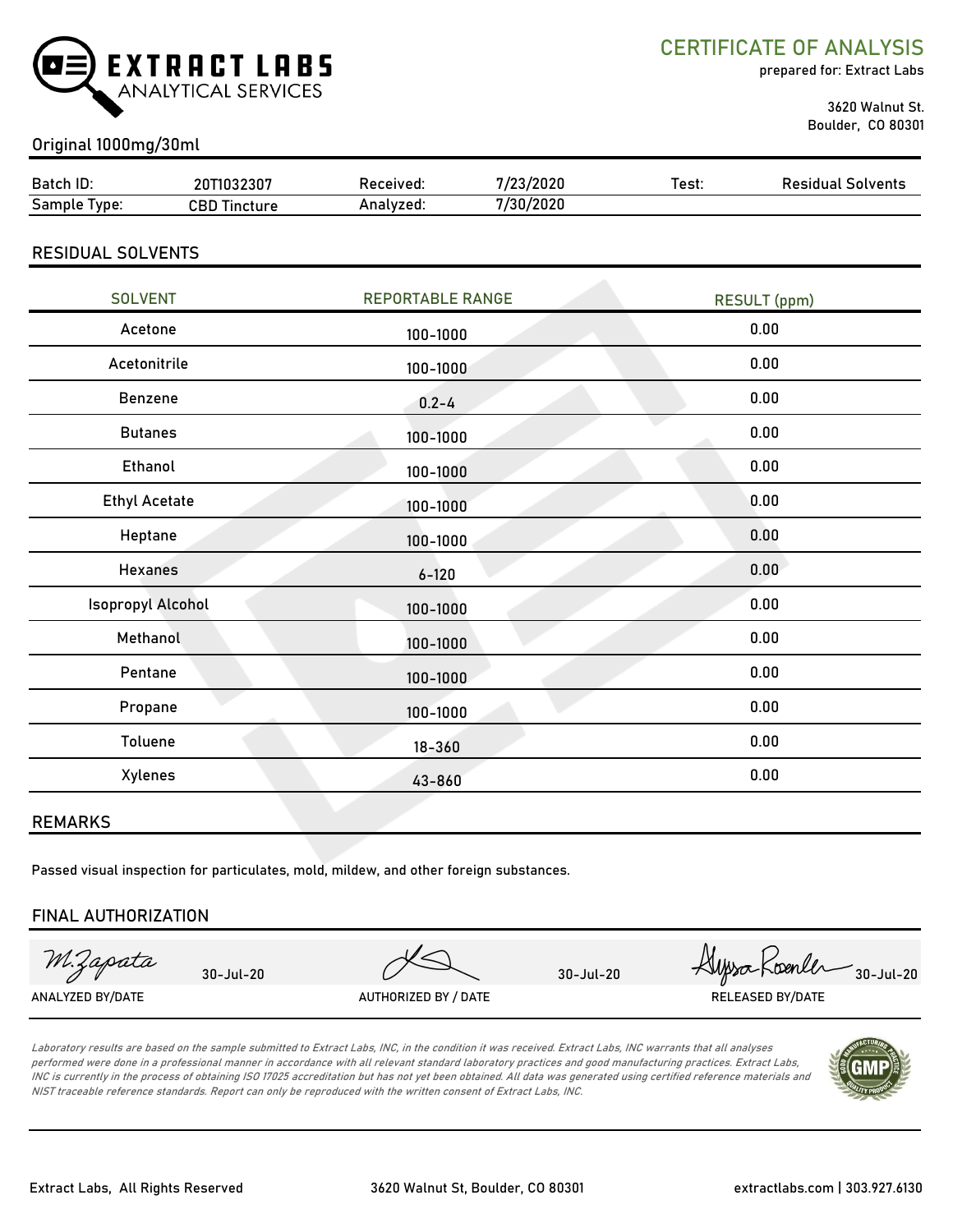# EXTRACT LABS ANALYTICAL SERVICES

## CERTIFICATE OF ANALYSIS

prepared for: Extract Labs

3620 Walnut St.
Boulder, CO 80301

Original 1000mg/30ml

| Batch ID: | 20T1032307 | Received: | 7/23/2020 | Test: | Residual Solvents |
|---|---|---|---|---|---|
| Sample Type: | CBD Tincture | Analyzed: | 7/30/2020 | | |

## RESIDUAL SOLVENTS

| SOLVENT | REPORTABLE RANGE | RESULT (ppm) |
|---|---|---|
| Acetone | 100-1000 | 0.00 |
| Acetonitrile | 100-1000 | 0.00 |
| Benzene | 0.2-4 | 0.00 |
| Butanes | 100-1000 | 0.00 |
| Ethanol | 100-1000 | 0.00 |
| Ethyl Acetate | 100-1000 | 0.00 |
| Heptane | 100-1000 | 0.00 |
| Hexanes | 6-120 | 0.00 |
| Isopropyl Alcohol | 100-1000 | 0.00 |
| Methanol | 100-1000 | 0.00 |
| Pentane | 100-1000 | 0.00 |
| Propane | 100-1000 | 0.00 |
| Toluene | 18-360 | 0.00 |
| Xylenes | 43-860 | 0.00 |

## REMARKS

Passed visual inspection for particulates, mold, mildew, and other foreign substances.

## FINAL AUTHORIZATION

| M.Zapata 30-Jul-20 | 30-Jul-20 | Alyssa Roenler 30-Jul-20 |
|---|---|---|
| ANALYZED BY/DATE | AUTHORIZED BY / DATE | RELEASED BY/DATE |

*Laboratory results are based on the sample submitted to Extract Labs, INC, in the condition it was received. Extract Labs, INC warrants that all analyses performed were done in a professional manner in accordance with all relevant standard laboratory practices and good manufacturing practices. Extract Labs, INC is currently in the process of obtaining ISO 17025 accreditation but has not yet been obtained. All data was generated using certified reference materials and NIST traceable reference standards. Report can only be reproduced with the written consent of Extract Labs, INC.*

Extract Labs, All Rights Reserved | 3620 Walnut St, Boulder, CO 80301 | extractlabs.com | 303.927.6130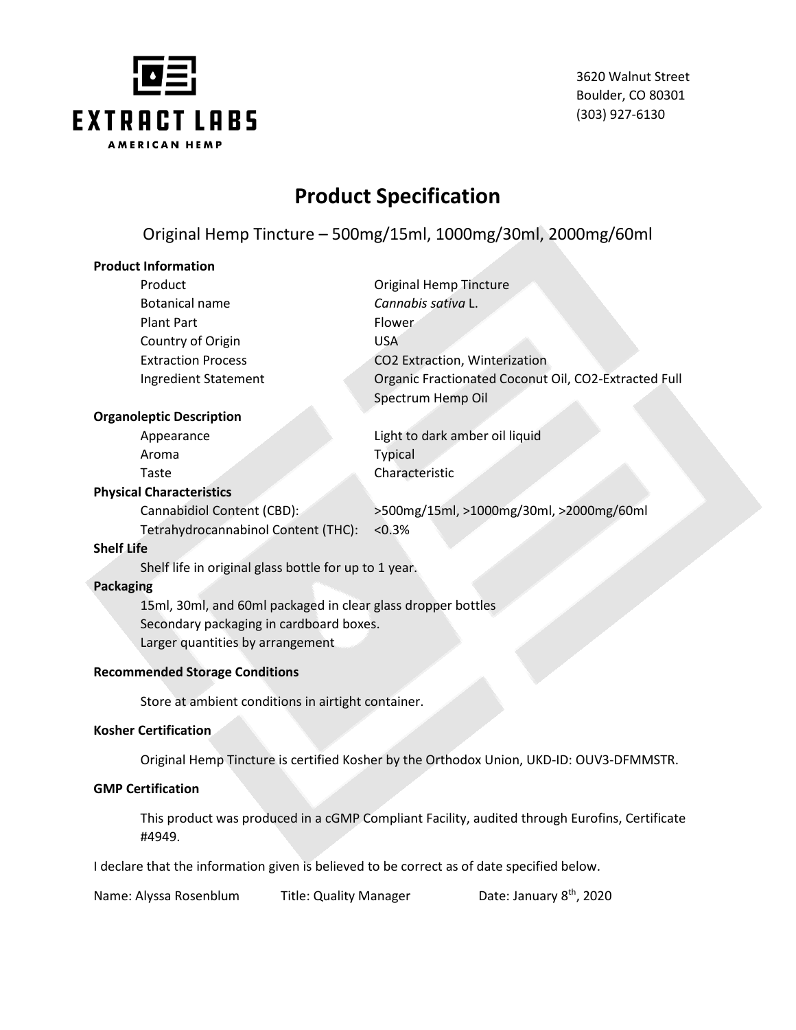EXTRACT LABS
AMERICAN HEMP

3620 Walnut Street
Boulder, CO 80301
(303) 927-6130

# Product Specification

## Original Hemp Tincture – 500mg/15ml, 1000mg/30ml, 2000mg/60ml

**Product Information**

| | |
|---|---|
| Product | Original Hemp Tincture |
| Botanical name | *Cannabis sativa* L. |
| Plant Part | Flower |
| Country of Origin | USA |
| Extraction Process | $CO_2$ Extraction, Winterization |
| Ingredient Statement | Organic Fractionated Coconut Oil, $CO_2$-Extracted Full Spectrum Hemp Oil |

**Organoleptic Description**

| | |
|---|---|
| Appearance | Light to dark amber oil liquid |
| Aroma | Typical |
| Taste | Characteristic |

**Physical Characteristics**

| | |
|---|---|
| Cannabidiol Content (CBD): | >500mg/15ml, >1000mg/30ml, >2000mg/60ml |
| Tetrahydrocannabinol Content (THC): | <0.3% |

**Shelf Life**

Shelf life in original glass bottle for up to 1 year.

**Packaging**

15ml, 30ml, and 60ml packaged in clear glass dropper bottles
Secondary packaging in cardboard boxes.
Larger quantities by arrangement

**Recommended Storage Conditions**

Store at ambient conditions in airtight container.

**Kosher Certification**

Original Hemp Tincture is certified Kosher by the Orthodox Union, UKD-ID: OUV3-DFMMSTR.

**GMP Certification**

This product was produced in a cGMP Compliant Facility, audited through Eurofins, Certificate #4949.

I declare that the information given is believed to be correct as of date specified below.

Name: Alyssa Rosenblum Title: Quality Manager Date: January 8th, 2020